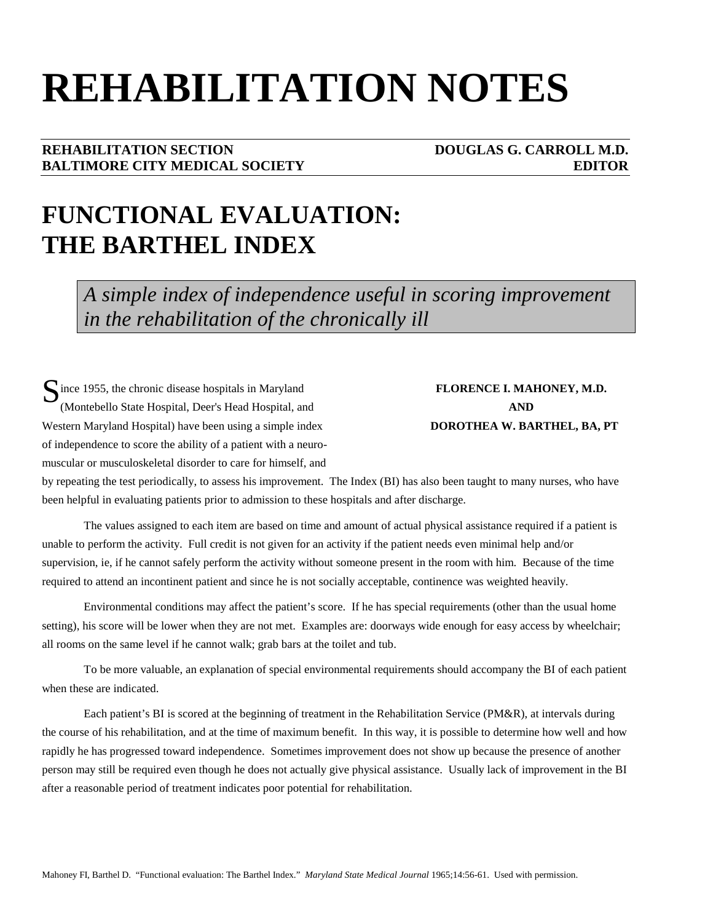# REHABILITATION NOTES

**REHABILITATION SECTION** **DOUGLAS G. CARROLL M.D.**
**BALTIMORE CITY MEDICAL SOCIETY** **EDITOR**

## FUNCTIONAL EVALUATION: THE BARTHEL INDEX

*A simple index of independence useful in scoring improvement in the rehabilitation of the chronically ill*

**FLORENCE I. MAHONEY, M.D.**
**AND**
**DOROTHEA W. BARTHEL, BA, PT**

Since 1955, the chronic disease hospitals in Maryland (Montebello State Hospital, Deer's Head Hospital, and Western Maryland Hospital) have been using a simple index of independence to score the ability of a patient with a neuro-muscular or musculoskeletal disorder to care for himself, and by repeating the test periodically, to assess his improvement. The Index (BI) has also been taught to many nurses, who have been helpful in evaluating patients prior to admission to these hospitals and after discharge.

The values assigned to each item are based on time and amount of actual physical assistance required if a patient is unable to perform the activity. Full credit is not given for an activity if the patient needs even minimal help and/or supervision, ie, if he cannot safely perform the activity without someone present in the room with him. Because of the time required to attend an incontinent patient and since he is not socially acceptable, continence was weighted heavily.

Environmental conditions may affect the patient's score. If he has special requirements (other than the usual home setting), his score will be lower when they are not met. Examples are: doorways wide enough for easy access by wheelchair; all rooms on the same level if he cannot walk; grab bars at the toilet and tub.

To be more valuable, an explanation of special environmental requirements should accompany the BI of each patient when these are indicated.

Each patient's BI is scored at the beginning of treatment in the Rehabilitation Service (PM&R), at intervals during the course of his rehabilitation, and at the time of maximum benefit. In this way, it is possible to determine how well and how rapidly he has progressed toward independence. Sometimes improvement does not show up because the presence of another person may still be required even though he does not actually give physical assistance. Usually lack of improvement in the BI after a reasonable period of treatment indicates poor potential for rehabilitation.

Mahoney FI, Barthel D. "Functional evaluation: The Barthel Index." *Maryland State Medical Journal* 1965;14:56-61. Used with permission.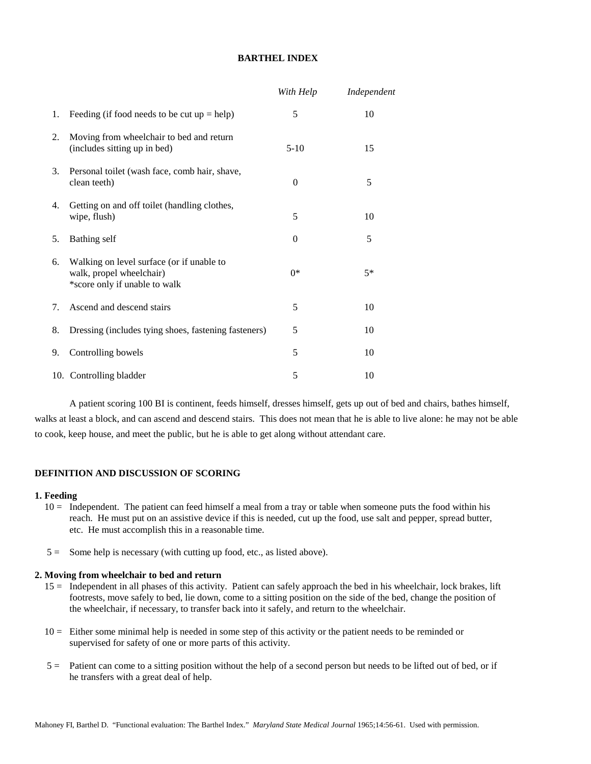# BARTHEL INDEX

| | | *With Help* | *Independent* |
|---|---|---|---|
| 1. | Feeding (if food needs to be cut up = help) | 5 | 10 |
| 2. | Moving from wheelchair to bed and return (includes sitting up in bed) | 5-10 | 15 |
| 3. | Personal toilet (wash face, comb hair, shave, clean teeth) | 0 | 5 |
| 4. | Getting on and off toilet (handling clothes, wipe, flush) | 5 | 10 |
| 5. | Bathing self | 0 | 5 |
| 6. | Walking on level surface (or if unable to walk, propel wheelchair) *score only if unable to walk | 0* | 5* |
| 7. | Ascend and descend stairs | 5 | 10 |
| 8. | Dressing (includes tying shoes, fastening fasteners) | 5 | 10 |
| 9. | Controlling bowels | 5 | 10 |
| 10. | Controlling bladder | 5 | 10 |

A patient scoring 100 BI is continent, feeds himself, dresses himself, gets up out of bed and chairs, bathes himself, walks at least a block, and can ascend and descend stairs. This does not mean that he is able to live alone: he may not be able to cook, keep house, and meet the public, but he is able to get along without attendant care.

## DEFINITION AND DISCUSSION OF SCORING

**1. Feeding**

10 = Independent. The patient can feed himself a meal from a tray or table when someone puts the food within his reach. He must put on an assistive device if this is needed, cut up the food, use salt and pepper, spread butter, etc. He must accomplish this in a reasonable time.

5 = Some help is necessary (with cutting up food, etc., as listed above).

**2. Moving from wheelchair to bed and return**

15 = Independent in all phases of this activity. Patient can safely approach the bed in his wheelchair, lock brakes, lift footrests, move safely to bed, lie down, come to a sitting position on the side of the bed, change the position of the wheelchair, if necessary, to transfer back into it safely, and return to the wheelchair.

10 = Either some minimal help is needed in some step of this activity or the patient needs to be reminded or supervised for safety of one or more parts of this activity.

5 = Patient can come to a sitting position without the help of a second person but needs to be lifted out of bed, or if he transfers with a great deal of help.

Mahoney FI, Barthel D. "Functional evaluation: The Barthel Index." *Maryland State Medical Journal* 1965;14:56-61. Used with permission.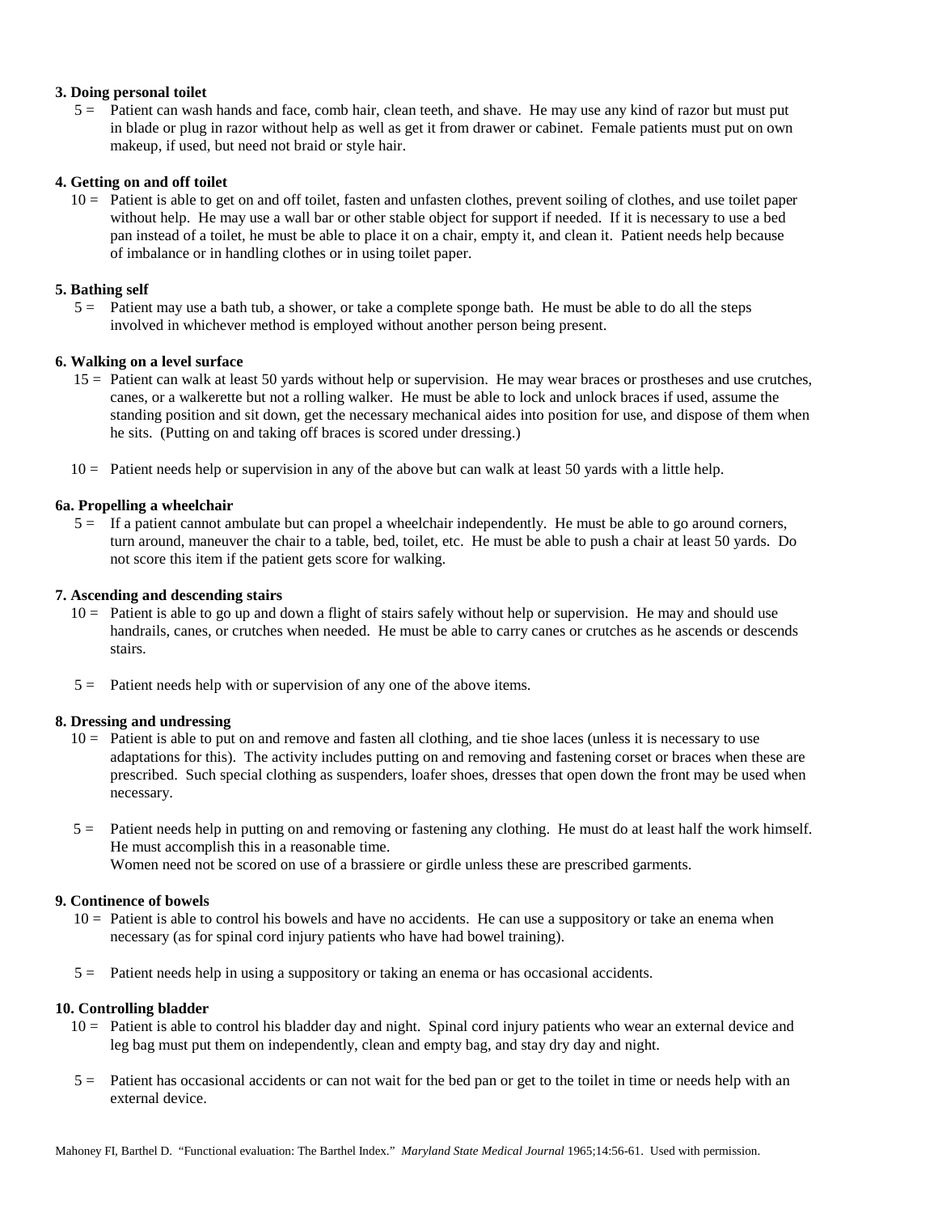**3. Doing personal toilet**

5 = Patient can wash hands and face, comb hair, clean teeth, and shave. He may use any kind of razor but must put in blade or plug in razor without help as well as get it from drawer or cabinet. Female patients must put on own makeup, if used, but need not braid or style hair.

**4. Getting on and off toilet**

10 = Patient is able to get on and off toilet, fasten and unfasten clothes, prevent soiling of clothes, and use toilet paper without help. He may use a wall bar or other stable object for support if needed. If it is necessary to use a bed pan instead of a toilet, he must be able to place it on a chair, empty it, and clean it. Patient needs help because of imbalance or in handling clothes or in using toilet paper.

**5. Bathing self**

5 = Patient may use a bath tub, a shower, or take a complete sponge bath. He must be able to do all the steps involved in whichever method is employed without another person being present.

**6. Walking on a level surface**

15 = Patient can walk at least 50 yards without help or supervision. He may wear braces or prostheses and use crutches, canes, or a walkerette but not a rolling walker. He must be able to lock and unlock braces if used, assume the standing position and sit down, get the necessary mechanical aides into position for use, and dispose of them when he sits. (Putting on and taking off braces is scored under dressing.)

10 = Patient needs help or supervision in any of the above but can walk at least 50 yards with a little help.

**6a. Propelling a wheelchair**

5 = If a patient cannot ambulate but can propel a wheelchair independently. He must be able to go around corners, turn around, maneuver the chair to a table, bed, toilet, etc. He must be able to push a chair at least 50 yards. Do not score this item if the patient gets score for walking.

**7. Ascending and descending stairs**

10 = Patient is able to go up and down a flight of stairs safely without help or supervision. He may and should use handrails, canes, or crutches when needed. He must be able to carry canes or crutches as he ascends or descends stairs.

5 = Patient needs help with or supervision of any one of the above items.

**8. Dressing and undressing**

10 = Patient is able to put on and remove and fasten all clothing, and tie shoe laces (unless it is necessary to use adaptations for this). The activity includes putting on and removing and fastening corset or braces when these are prescribed. Such special clothing as suspenders, loafer shoes, dresses that open down the front may be used when necessary.

5 = Patient needs help in putting on and removing or fastening any clothing. He must do at least half the work himself. He must accomplish this in a reasonable time.
Women need not be scored on use of a brassiere or girdle unless these are prescribed garments.

**9. Continence of bowels**

10 = Patient is able to control his bowels and have no accidents. He can use a suppository or take an enema when necessary (as for spinal cord injury patients who have had bowel training).

5 = Patient needs help in using a suppository or taking an enema or has occasional accidents.

**10. Controlling bladder**

10 = Patient is able to control his bladder day and night. Spinal cord injury patients who wear an external device and leg bag must put them on independently, clean and empty bag, and stay dry day and night.

5 = Patient has occasional accidents or can not wait for the bed pan or get to the toilet in time or needs help with an external device.

Mahoney FI, Barthel D. "Functional evaluation: The Barthel Index." *Maryland State Medical Journal* 1965;14:56-61. Used with permission.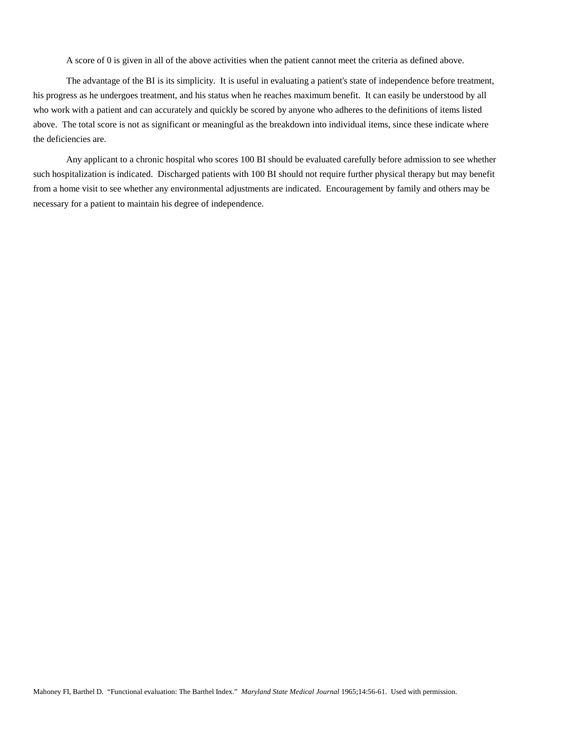A score of 0 is given in all of the above activities when the patient cannot meet the criteria as defined above.

The advantage of the BI is its simplicity. It is useful in evaluating a patient's state of independence before treatment, his progress as he undergoes treatment, and his status when he reaches maximum benefit. It can easily be understood by all who work with a patient and can accurately and quickly be scored by anyone who adheres to the definitions of items listed above. The total score is not as significant or meaningful as the breakdown into individual items, since these indicate where the deficiencies are.

Any applicant to a chronic hospital who scores 100 BI should be evaluated carefully before admission to see whether such hospitalization is indicated. Discharged patients with 100 BI should not require further physical therapy but may benefit from a home visit to see whether any environmental adjustments are indicated. Encouragement by family and others may be necessary for a patient to maintain his degree of independence.

Mahoney FI, Barthel D. "Functional evaluation: The Barthel Index." *Maryland State Medical Journal* 1965;14:56-61. Used with permission.